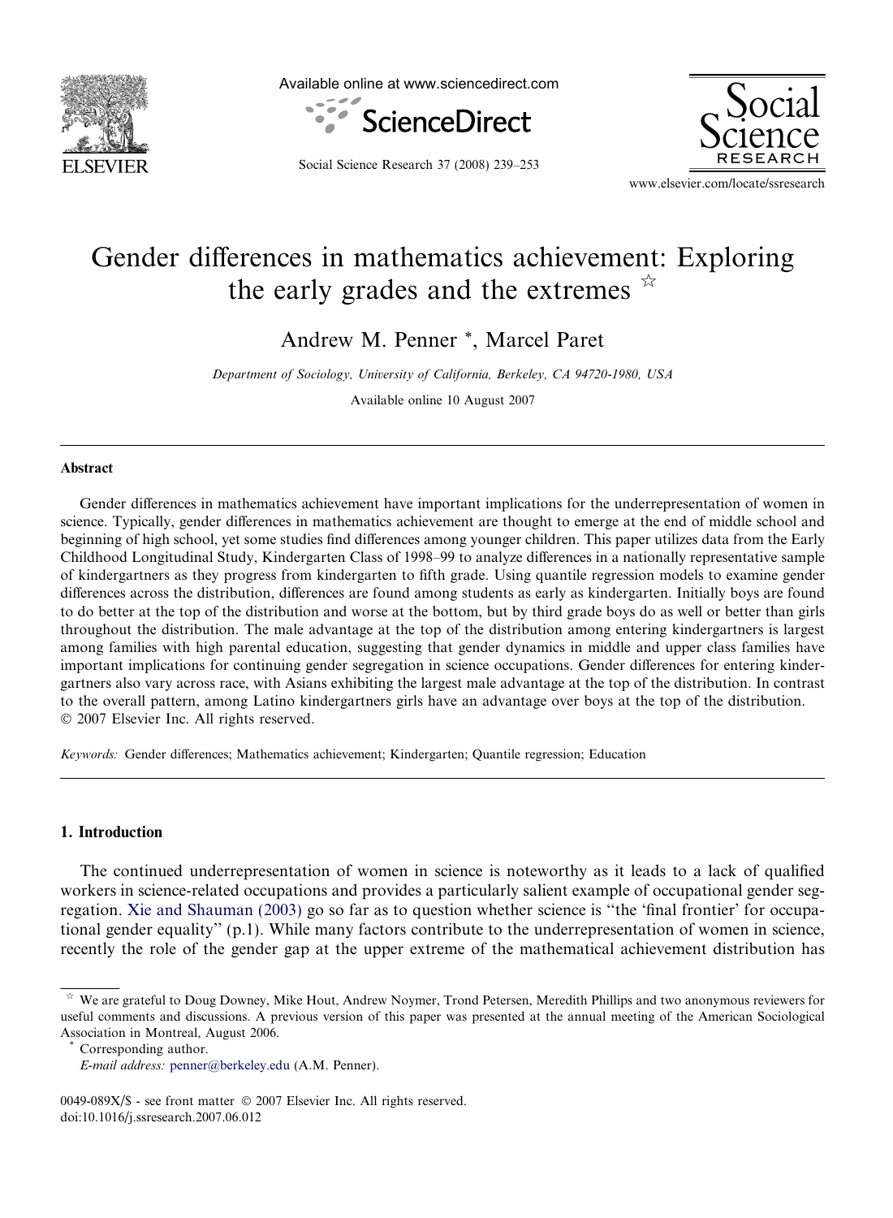# Gender differences in mathematics achievement: Exploring the early grades and the extremes ☆

Andrew M. Penner *, Marcel Paret

*Department of Sociology, University of California, Berkeley, CA 94720-1980, USA*

Available online 10 August 2007

## Abstract

Gender differences in mathematics achievement have important implications for the underrepresentation of women in science. Typically, gender differences in mathematics achievement are thought to emerge at the end of middle school and beginning of high school, yet some studies find differences among younger children. This paper utilizes data from the Early Childhood Longitudinal Study, Kindergarten Class of 1998–99 to analyze differences in a nationally representative sample of kindergartners as they progress from kindergarten to fifth grade. Using quantile regression models to examine gender differences across the distribution, differences are found among students as early as kindergarten. Initially boys are found to do better at the top of the distribution and worse at the bottom, but by third grade boys do as well or better than girls throughout the distribution. The male advantage at the top of the distribution among entering kindergartners is largest among families with high parental education, suggesting that gender dynamics in middle and upper class families have important implications for continuing gender segregation in science occupations. Gender differences for entering kindergartners also vary across race, with Asians exhibiting the largest male advantage at the top of the distribution. In contrast to the overall pattern, among Latino kindergartners girls have an advantage over boys at the top of the distribution.
© 2007 Elsevier Inc. All rights reserved.

*Keywords:* Gender differences; Mathematics achievement; Kindergarten; Quantile regression; Education

## 1. Introduction

The continued underrepresentation of women in science is noteworthy as it leads to a lack of qualified workers in science-related occupations and provides a particularly salient example of occupational gender segregation. Xie and Shauman (2003) go so far as to question whether science is "the 'final frontier' for occupational gender equality" (p.1). While many factors contribute to the underrepresentation of women in science, recently the role of the gender gap at the upper extreme of the mathematical achievement distribution has

☆ We are grateful to Doug Downey, Mike Hout, Andrew Noymer, Trond Petersen, Meredith Phillips and two anonymous reviewers for useful comments and discussions. A previous version of this paper was presented at the annual meeting of the American Sociological Association in Montreal, August 2006.

* Corresponding author.
*E-mail address:* penner@berkeley.edu (A.M. Penner).

0049-089X/$ - see front matter © 2007 Elsevier Inc. All rights reserved.
doi:10.1016/j.ssresearch.2007.06.012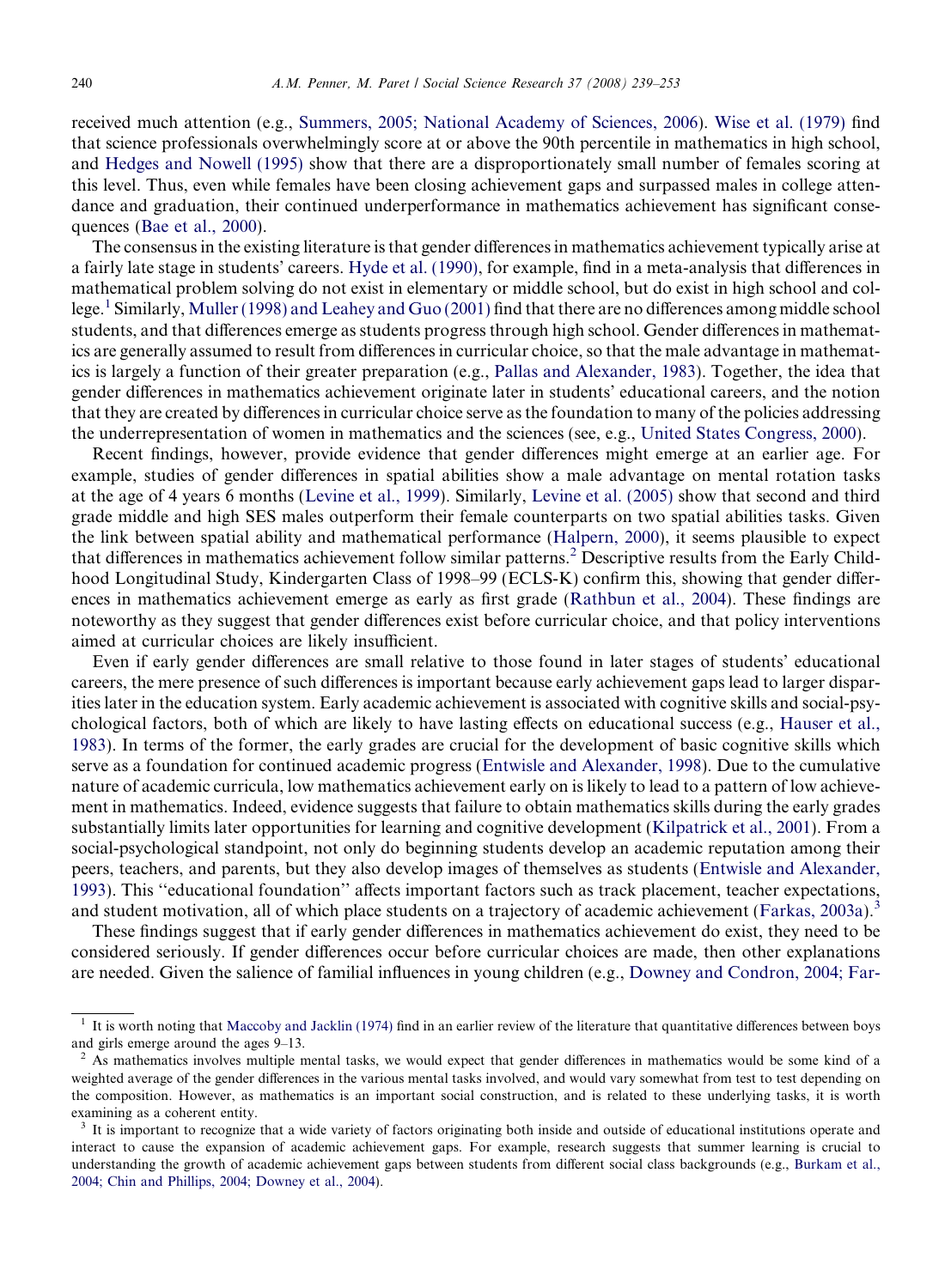received much attention (e.g., Summers, 2005; National Academy of Sciences, 2006). Wise et al. (1979) find that science professionals overwhelmingly score at or above the 90th percentile in mathematics in high school, and Hedges and Nowell (1995) show that there are a disproportionately small number of females scoring at this level. Thus, even while females have been closing achievement gaps and surpassed males in college attendance and graduation, their continued underperformance in mathematics achievement has significant consequences (Bae et al., 2000).

The consensus in the existing literature is that gender differences in mathematics achievement typically arise at a fairly late stage in students' careers. Hyde et al. (1990), for example, find in a meta-analysis that differences in mathematical problem solving do not exist in elementary or middle school, but do exist in high school and college.[1] Similarly, Muller (1998) and Leahey and Guo (2001) find that there are no differences among middle school students, and that differences emerge as students progress through high school. Gender differences in mathematics are generally assumed to result from differences in curricular choice, so that the male advantage in mathematics is largely a function of their greater preparation (e.g., Pallas and Alexander, 1983). Together, the idea that gender differences in mathematics achievement originate later in students' educational careers, and the notion that they are created by differences in curricular choice serve as the foundation to many of the policies addressing the underrepresentation of women in mathematics and the sciences (see, e.g., United States Congress, 2000).

Recent findings, however, provide evidence that gender differences might emerge at an earlier age. For example, studies of gender differences in spatial abilities show a male advantage on mental rotation tasks at the age of 4 years 6 months (Levine et al., 1999). Similarly, Levine et al. (2005) show that second and third grade middle and high SES males outperform their female counterparts on two spatial abilities tasks. Given the link between spatial ability and mathematical performance (Halpern, 2000), it seems plausible to expect that differences in mathematics achievement follow similar patterns.[2] Descriptive results from the Early Childhood Longitudinal Study, Kindergarten Class of 1998–99 (ECLS-K) confirm this, showing that gender differences in mathematics achievement emerge as early as first grade (Rathbun et al., 2004). These findings are noteworthy as they suggest that gender differences exist before curricular choice, and that policy interventions aimed at curricular choices are likely insufficient.

Even if early gender differences are small relative to those found in later stages of students' educational careers, the mere presence of such differences is important because early achievement gaps lead to larger disparities later in the education system. Early academic achievement is associated with cognitive skills and social-psychological factors, both of which are likely to have lasting effects on educational success (e.g., Hauser et al., 1983). In terms of the former, the early grades are crucial for the development of basic cognitive skills which serve as a foundation for continued academic progress (Entwisle and Alexander, 1998). Due to the cumulative nature of academic curricula, low mathematics achievement early on is likely to lead to a pattern of low achievement in mathematics. Indeed, evidence suggests that failure to obtain mathematics skills during the early grades substantially limits later opportunities for learning and cognitive development (Kilpatrick et al., 2001). From a social-psychological standpoint, not only do beginning students develop an academic reputation among their peers, teachers, and parents, but they also develop images of themselves as students (Entwisle and Alexander, 1993). This "educational foundation" affects important factors such as track placement, teacher expectations, and student motivation, all of which place students on a trajectory of academic achievement (Farkas, 2003a).[3]

These findings suggest that if early gender differences in mathematics achievement do exist, they need to be considered seriously. If gender differences occur before curricular choices are made, then other explanations are needed. Given the salience of familial influences in young children (e.g., Downey and Condron, 2004; Far-

---

[1] It is worth noting that Maccoby and Jacklin (1974) find in an earlier review of the literature that quantitative differences between boys and girls emerge around the ages 9–13.

[2] As mathematics involves multiple mental tasks, we would expect that gender differences in mathematics would be some kind of a weighted average of the gender differences in the various mental tasks involved, and would vary somewhat from test to test depending on the composition. However, as mathematics is an important social construction, and is related to these underlying tasks, it is worth examining as a coherent entity.

[3] It is important to recognize that a wide variety of factors originating both inside and outside of educational institutions operate and interact to cause the expansion of academic achievement gaps. For example, research suggests that summer learning is crucial to understanding the growth of academic achievement gaps between students from different social class backgrounds (e.g., Burkam et al., 2004; Chin and Phillips, 2004; Downey et al., 2004).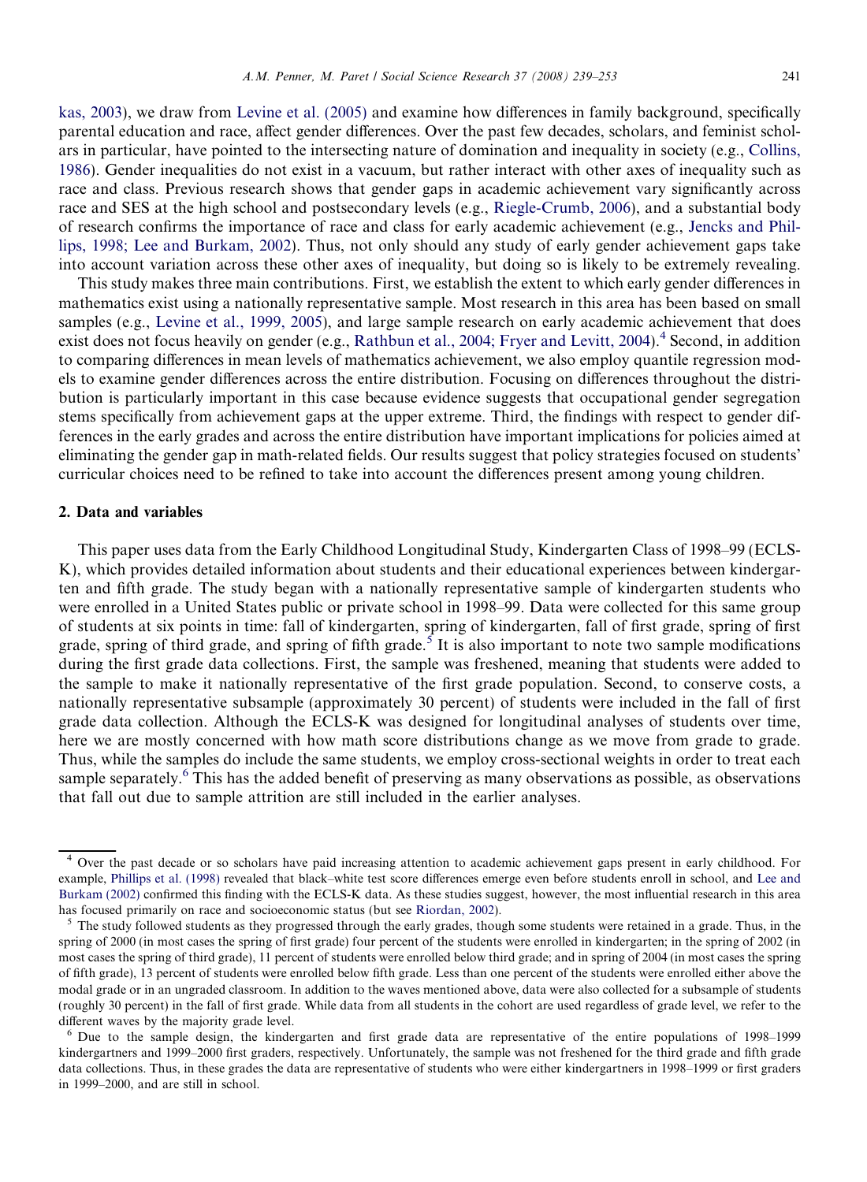kas, 2003), we draw from Levine et al. (2005) and examine how differences in family background, specifically parental education and race, affect gender differences. Over the past few decades, scholars, and feminist scholars in particular, have pointed to the intersecting nature of domination and inequality in society (e.g., Collins, 1986). Gender inequalities do not exist in a vacuum, but rather interact with other axes of inequality such as race and class. Previous research shows that gender gaps in academic achievement vary significantly across race and SES at the high school and postsecondary levels (e.g., Riegle-Crumb, 2006), and a substantial body of research confirms the importance of race and class for early academic achievement (e.g., Jencks and Phillips, 1998; Lee and Burkam, 2002). Thus, not only should any study of early gender achievement gaps take into account variation across these other axes of inequality, but doing so is likely to be extremely revealing.

This study makes three main contributions. First, we establish the extent to which early gender differences in mathematics exist using a nationally representative sample. Most research in this area has been based on small samples (e.g., Levine et al., 1999, 2005), and large sample research on early academic achievement that does exist does not focus heavily on gender (e.g., Rathbun et al., 2004; Fryer and Levitt, 2004).[4] Second, in addition to comparing differences in mean levels of mathematics achievement, we also employ quantile regression models to examine gender differences across the entire distribution. Focusing on differences throughout the distribution is particularly important in this case because evidence suggests that occupational gender segregation stems specifically from achievement gaps at the upper extreme. Third, the findings with respect to gender differences in the early grades and across the entire distribution have important implications for policies aimed at eliminating the gender gap in math-related fields. Our results suggest that policy strategies focused on students' curricular choices need to be refined to take into account the differences present among young children.

## 2. Data and variables

This paper uses data from the Early Childhood Longitudinal Study, Kindergarten Class of 1998–99 (ECLS-K), which provides detailed information about students and their educational experiences between kindergarten and fifth grade. The study began with a nationally representative sample of kindergarten students who were enrolled in a United States public or private school in 1998–99. Data were collected for this same group of students at six points in time: fall of kindergarten, spring of kindergarten, fall of first grade, spring of first grade, spring of third grade, and spring of fifth grade.[5] It is also important to note two sample modifications during the first grade data collections. First, the sample was freshened, meaning that students were added to the sample to make it nationally representative of the first grade population. Second, to conserve costs, a nationally representative subsample (approximately 30 percent) of students were included in the fall of first grade data collection. Although the ECLS-K was designed for longitudinal analyses of students over time, here we are mostly concerned with how math score distributions change as we move from grade to grade. Thus, while the samples do include the same students, we employ cross-sectional weights in order to treat each sample separately.[6] This has the added benefit of preserving as many observations as possible, as observations that fall out due to sample attrition are still included in the earlier analyses.

---

[4] Over the past decade or so scholars have paid increasing attention to academic achievement gaps present in early childhood. For example, Phillips et al. (1998) revealed that black–white test score differences emerge even before students enroll in school, and Lee and Burkam (2002) confirmed this finding with the ECLS-K data. As these studies suggest, however, the most influential research in this area has focused primarily on race and socioeconomic status (but see Riordan, 2002).

[5] The study followed students as they progressed through the early grades, though some students were retained in a grade. Thus, in the spring of 2000 (in most cases the spring of first grade) four percent of the students were enrolled in kindergarten; in the spring of 2002 (in most cases the spring of third grade), 11 percent of students were enrolled below third grade; and in spring of 2004 (in most cases the spring of fifth grade), 13 percent of students were enrolled below fifth grade. Less than one percent of the students were enrolled either above the modal grade or in an ungraded classroom. In addition to the waves mentioned above, data were also collected for a subsample of students (roughly 30 percent) in the fall of first grade. While data from all students in the cohort are used regardless of grade level, we refer to the different waves by the majority grade level.

[6] Due to the sample design, the kindergarten and first grade data are representative of the entire populations of 1998–1999 kindergartners and 1999–2000 first graders, respectively. Unfortunately, the sample was not freshened for the third grade and fifth grade data collections. Thus, in these grades the data are representative of students who were either kindergartners in 1998–1999 or first graders in 1999–2000, and are still in school.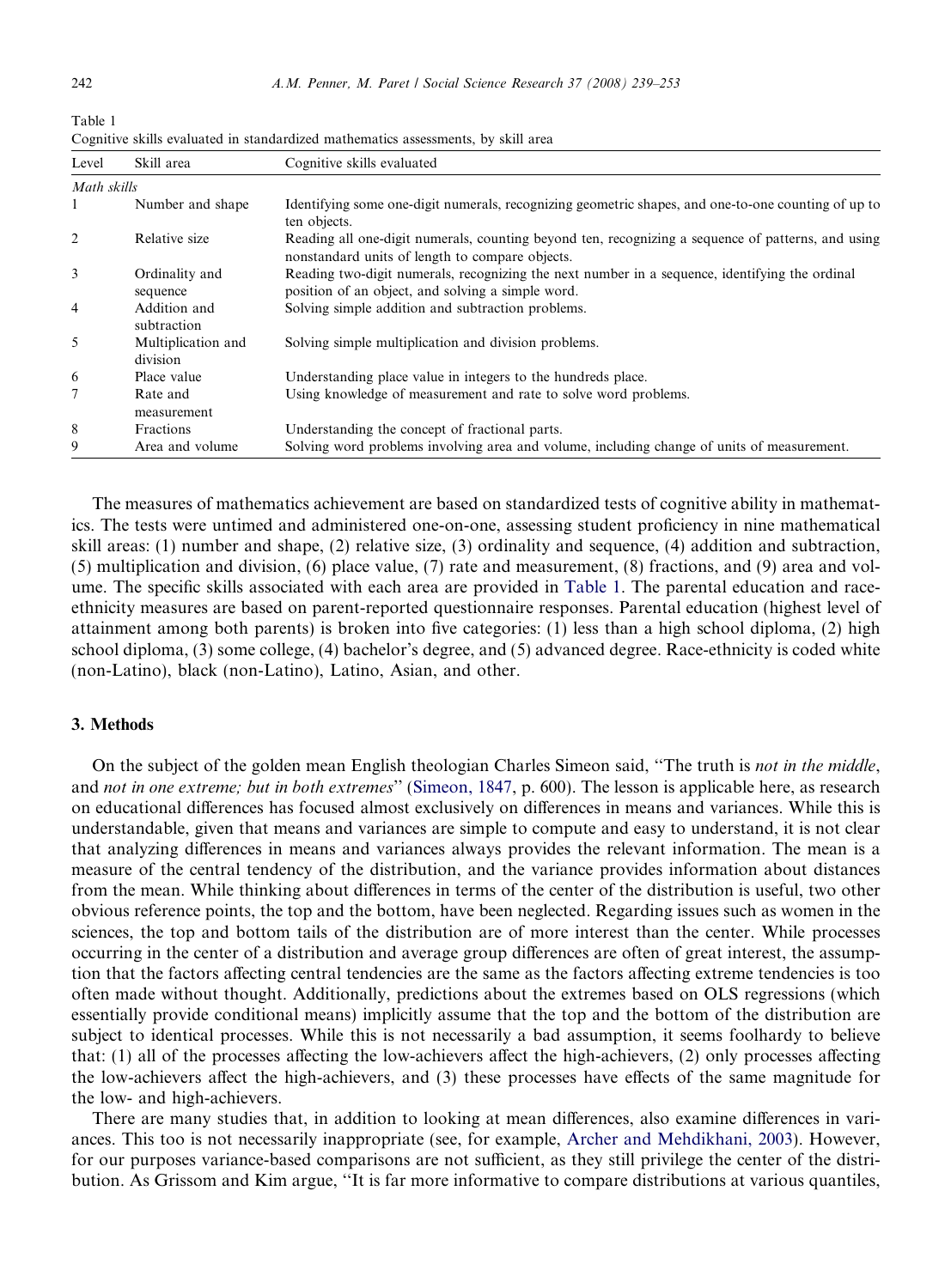Table 1
Cognitive skills evaluated in standardized mathematics assessments, by skill area

| Level | Skill area | Cognitive skills evaluated |
|---|---|---|
| *Math skills* | | |
| 1 | Number and shape | Identifying some one-digit numerals, recognizing geometric shapes, and one-to-one counting of up to ten objects. |
| 2 | Relative size | Reading all one-digit numerals, counting beyond ten, recognizing a sequence of patterns, and using nonstandard units of length to compare objects. |
| 3 | Ordinality and sequence | Reading two-digit numerals, recognizing the next number in a sequence, identifying the ordinal position of an object, and solving a simple word. |
| 4 | Addition and subtraction | Solving simple addition and subtraction problems. |
| 5 | Multiplication and division | Solving simple multiplication and division problems. |
| 6 | Place value | Understanding place value in integers to the hundreds place. |
| 7 | Rate and measurement | Using knowledge of measurement and rate to solve word problems. |
| 8 | Fractions | Understanding the concept of fractional parts. |
| 9 | Area and volume | Solving word problems involving area and volume, including change of units of measurement. |

The measures of mathematics achievement are based on standardized tests of cognitive ability in mathematics. The tests were untimed and administered one-on-one, assessing student proficiency in nine mathematical skill areas: (1) number and shape, (2) relative size, (3) ordinality and sequence, (4) addition and subtraction, (5) multiplication and division, (6) place value, (7) rate and measurement, (8) fractions, and (9) area and volume. The specific skills associated with each area are provided in Table 1. The parental education and race-ethnicity measures are based on parent-reported questionnaire responses. Parental education (highest level of attainment among both parents) is broken into five categories: (1) less than a high school diploma, (2) high school diploma, (3) some college, (4) bachelor's degree, and (5) advanced degree. Race-ethnicity is coded white (non-Latino), black (non-Latino), Latino, Asian, and other.

## 3. Methods

On the subject of the golden mean English theologian Charles Simeon said, "The truth is *not in the middle*, and *not in one extreme; but in both extremes*" (Simeon, 1847, p. 600). The lesson is applicable here, as research on educational differences has focused almost exclusively on differences in means and variances. While this is understandable, given that means and variances are simple to compute and easy to understand, it is not clear that analyzing differences in means and variances always provides the relevant information. The mean is a measure of the central tendency of the distribution, and the variance provides information about distances from the mean. While thinking about differences in terms of the center of the distribution is useful, two other obvious reference points, the top and the bottom, have been neglected. Regarding issues such as women in the sciences, the top and bottom tails of the distribution are of more interest than the center. While processes occurring in the center of a distribution and average group differences are often of great interest, the assumption that the factors affecting central tendencies are the same as the factors affecting extreme tendencies is too often made without thought. Additionally, predictions about the extremes based on OLS regressions (which essentially provide conditional means) implicitly assume that the top and the bottom of the distribution are subject to identical processes. While this is not necessarily a bad assumption, it seems foolhardy to believe that: (1) all of the processes affecting the low-achievers affect the high-achievers, (2) only processes affecting the low-achievers affect the high-achievers, and (3) these processes have effects of the same magnitude for the low- and high-achievers.

There are many studies that, in addition to looking at mean differences, also examine differences in variances. This too is not necessarily inappropriate (see, for example, Archer and Mehdikhani, 2003). However, for our purposes variance-based comparisons are not sufficient, as they still privilege the center of the distribution. As Grissom and Kim argue, "It is far more informative to compare distributions at various quantiles,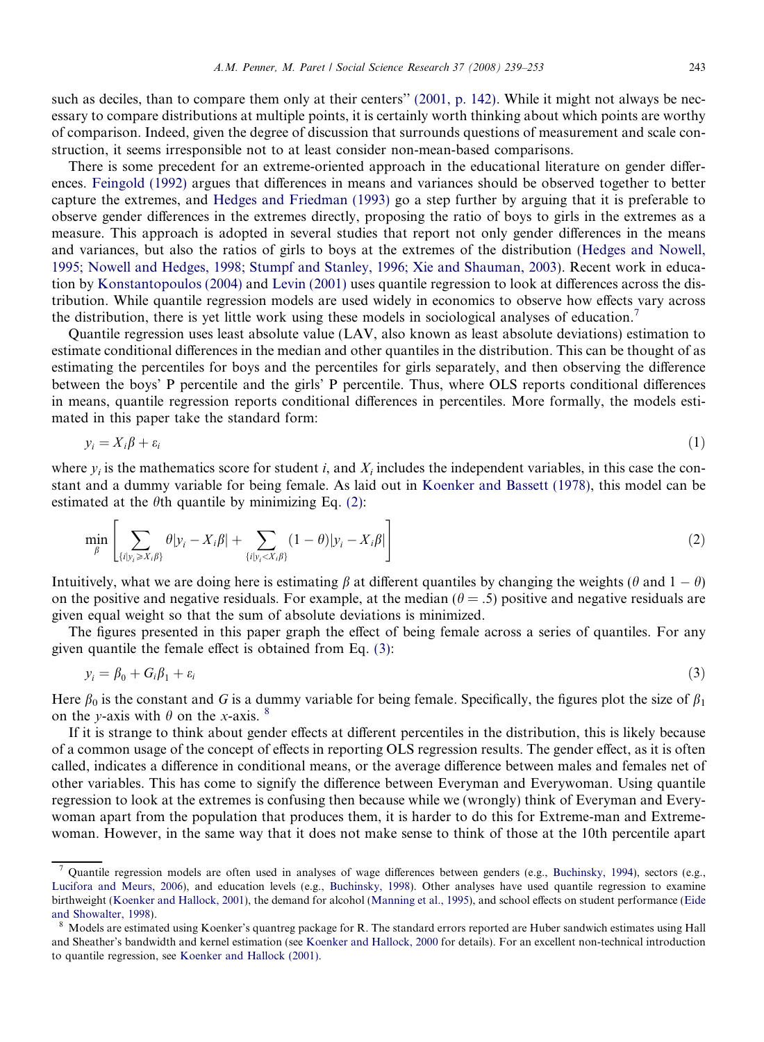such as deciles, than to compare them only at their centers" (2001, p. 142). While it might not always be necessary to compare distributions at multiple points, it is certainly worth thinking about which points are worthy of comparison. Indeed, given the degree of discussion that surrounds questions of measurement and scale construction, it seems irresponsible not to at least consider non-mean-based comparisons.

There is some precedent for an extreme-oriented approach in the educational literature on gender differences. Feingold (1992) argues that differences in means and variances should be observed together to better capture the extremes, and Hedges and Friedman (1993) go a step further by arguing that it is preferable to observe gender differences in the extremes directly, proposing the ratio of boys to girls in the extremes as a measure. This approach is adopted in several studies that report not only gender differences in the means and variances, but also the ratios of girls to boys at the extremes of the distribution (Hedges and Nowell, 1995; Nowell and Hedges, 1998; Stumpf and Stanley, 1996; Xie and Shauman, 2003). Recent work in education by Konstantopoulos (2004) and Levin (2001) uses quantile regression to look at differences across the distribution. While quantile regression models are used widely in economics to observe how effects vary across the distribution, there is yet little work using these models in sociological analyses of education.[7]

Quantile regression uses least absolute value (LAV, also known as least absolute deviations) estimation to estimate conditional differences in the median and other quantiles in the distribution. This can be thought of as estimating the percentiles for boys and the percentiles for girls separately, and then observing the difference between the boys' P percentile and the girls' P percentile. Thus, where OLS reports conditional differences in means, quantile regression reports conditional differences in percentiles. More formally, the models estimated in this paper take the standard form:

$$y_i = X_i\beta + \varepsilon_i \tag{1}$$

where $y_i$ is the mathematics score for student $i$, and $X_i$ includes the independent variables, in this case the constant and a dummy variable for being female. As laid out in Koenker and Bassett (1978), this model can be estimated at the $\theta$th quantile by minimizing Eq. (2):

$$\min_{\beta}\left[\sum_{\{i|y_i \geqslant X_i\beta\}} \theta|y_i - X_i\beta| + \sum_{\{i|y_i < X_i\beta\}} (1-\theta)|y_i - X_i\beta|\right] \tag{2}$$

Intuitively, what we are doing here is estimating $\beta$ at different quantiles by changing the weights ($\theta$ and $1-\theta$) on the positive and negative residuals. For example, at the median ($\theta = .5$) positive and negative residuals are given equal weight so that the sum of absolute deviations is minimized.

The figures presented in this paper graph the effect of being female across a series of quantiles. For any given quantile the female effect is obtained from Eq. (3):

$$y_i = \beta_0 + G_i\beta_1 + \varepsilon_i \tag{3}$$

Here $\beta_0$ is the constant and $G$ is a dummy variable for being female. Specifically, the figures plot the size of $\beta_1$ on the $y$-axis with $\theta$ on the $x$-axis.[8]

If it is strange to think about gender effects at different percentiles in the distribution, this is likely because of a common usage of the concept of effects in reporting OLS regression results. The gender effect, as it is often called, indicates a difference in conditional means, or the average difference between males and females net of other variables. This has come to signify the difference between Everyman and Everywoman. Using quantile regression to look at the extremes is confusing then because while we (wrongly) think of Everyman and Everywoman apart from the population that produces them, it is harder to do this for Extreme-man and Extreme-woman. However, in the same way that it does not make sense to think of those at the 10th percentile apart

---

[7] Quantile regression models are often used in analyses of wage differences between genders (e.g., Buchinsky, 1994), sectors (e.g., Lucifora and Meurs, 2006), and education levels (e.g., Buchinsky, 1998). Other analyses have used quantile regression to examine birthweight (Koenker and Hallock, 2001), the demand for alcohol (Manning et al., 1995), and school effects on student performance (Eide and Showalter, 1998).

[8] Models are estimated using Koenker's quantreg package for R. The standard errors reported are Huber sandwich estimates using Hall and Sheather's bandwidth and kernel estimation (see Koenker and Hallock, 2000 for details). For an excellent non-technical introduction to quantile regression, see Koenker and Hallock (2001).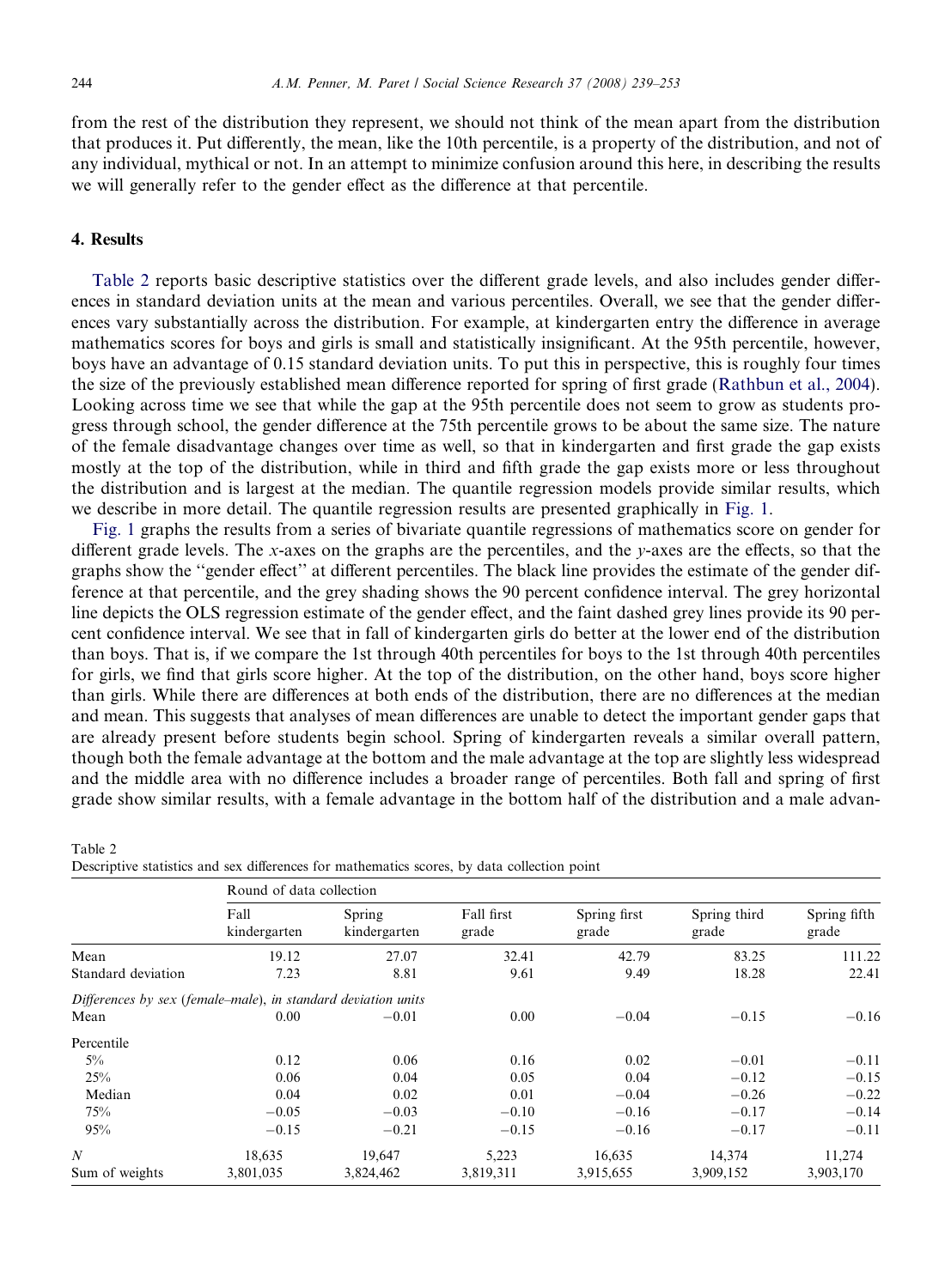from the rest of the distribution they represent, we should not think of the mean apart from the distribution that produces it. Put differently, the mean, like the 10th percentile, is a property of the distribution, and not of any individual, mythical or not. In an attempt to minimize confusion around this here, in describing the results we will generally refer to the gender effect as the difference at that percentile.

## 4. Results

Table 2 reports basic descriptive statistics over the different grade levels, and also includes gender differences in standard deviation units at the mean and various percentiles. Overall, we see that the gender differences vary substantially across the distribution. For example, at kindergarten entry the difference in average mathematics scores for boys and girls is small and statistically insignificant. At the 95th percentile, however, boys have an advantage of 0.15 standard deviation units. To put this in perspective, this is roughly four times the size of the previously established mean difference reported for spring of first grade (Rathbun et al., 2004). Looking across time we see that while the gap at the 95th percentile does not seem to grow as students progress through school, the gender difference at the 75th percentile grows to be about the same size. The nature of the female disadvantage changes over time as well, so that in kindergarten and first grade the gap exists mostly at the top of the distribution, while in third and fifth grade the gap exists more or less throughout the distribution and is largest at the median. The quantile regression models provide similar results, which we describe in more detail. The quantile regression results are presented graphically in Fig. 1.

Fig. 1 graphs the results from a series of bivariate quantile regressions of mathematics score on gender for different grade levels. The $x$-axes on the graphs are the percentiles, and the $y$-axes are the effects, so that the graphs show the "gender effect" at different percentiles. The black line provides the estimate of the gender difference at that percentile, and the grey shading shows the 90 percent confidence interval. The grey horizontal line depicts the OLS regression estimate of the gender effect, and the faint dashed grey lines provide its 90 percent confidence interval. We see that in fall of kindergarten girls do better at the lower end of the distribution than boys. That is, if we compare the 1st through 40th percentiles for boys to the 1st through 40th percentiles for girls, we find that girls score higher. At the top of the distribution, on the other hand, boys score higher than girls. While there are differences at both ends of the distribution, there are no differences at the median and mean. This suggests that analyses of mean differences are unable to detect the important gender gaps that are already present before students begin school. Spring of kindergarten reveals a similar overall pattern, though both the female advantage at the bottom and the male advantage at the top are slightly less widespread and the middle area with no difference includes a broader range of percentiles. Both fall and spring of first grade show similar results, with a female advantage in the bottom half of the distribution and a male advan-

Table 2
Descriptive statistics and sex differences for mathematics scores, by data collection point

| | Round of data collection | | | | | |
|---|---|---|---|---|---|---|
| | Fall kindergarten | Spring kindergarten | Fall first grade | Spring first grade | Spring third grade | Spring fifth grade |
| Mean | 19.12 | 27.07 | 32.41 | 42.79 | 83.25 | 111.22 |
| Standard deviation | 7.23 | 8.81 | 9.61 | 9.49 | 18.28 | 22.41 |
| *Differences by sex (female–male), in standard deviation units* | | | | | | |
| Mean | 0.00 | −0.01 | 0.00 | −0.04 | −0.15 | −0.16 |
| Percentile | | | | | | |
| 5% | 0.12 | 0.06 | 0.16 | 0.02 | −0.01 | −0.11 |
| 25% | 0.06 | 0.04 | 0.05 | 0.04 | −0.12 | −0.15 |
| Median | 0.04 | 0.02 | 0.01 | −0.04 | −0.26 | −0.22 |
| 75% | −0.05 | −0.03 | −0.10 | −0.16 | −0.17 | −0.14 |
| 95% | −0.15 | −0.21 | −0.15 | −0.16 | −0.17 | −0.11 |
| $N$ | 18,635 | 19,647 | 5,223 | 16,635 | 14,374 | 11,274 |
| Sum of weights | 3,801,035 | 3,824,462 | 3,819,311 | 3,915,655 | 3,909,152 | 3,903,170 |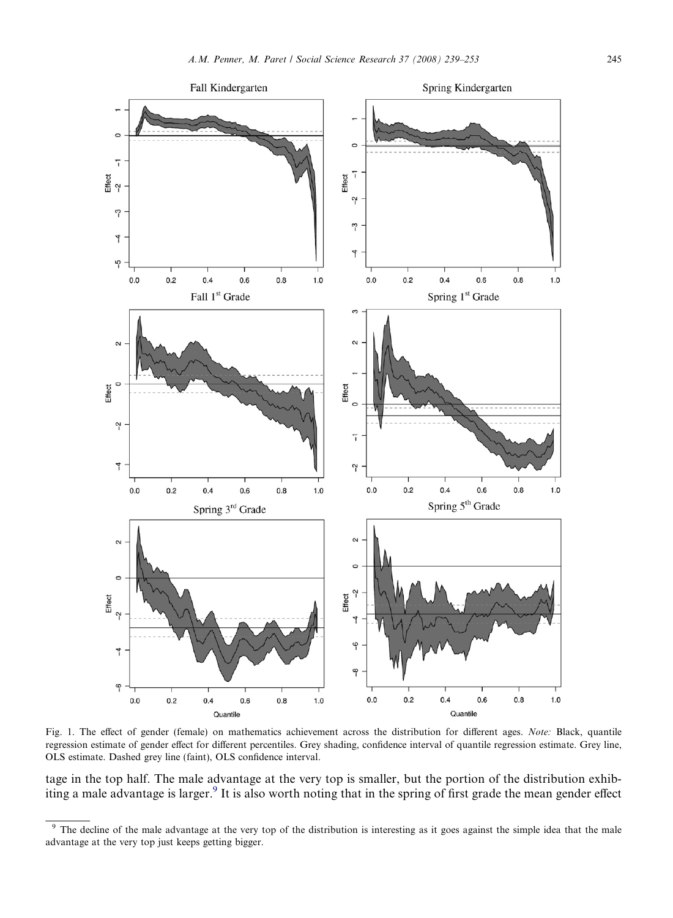Fig. 1. The effect of gender (female) on mathematics achievement across the distribution for different ages. *Note:* Black, quantile regression estimate of gender effect for different percentiles. Grey shading, confidence interval of quantile regression estimate. Grey line, OLS estimate. Dashed grey line (faint), OLS confidence interval.

tage in the top half. The male advantage at the very top is smaller, but the portion of the distribution exhibiting a male advantage is larger.[9] It is also worth noting that in the spring of first grade the mean gender effect

[9] The decline of the male advantage at the very top of the distribution is interesting as it goes against the simple idea that the male advantage at the very top just keeps getting bigger.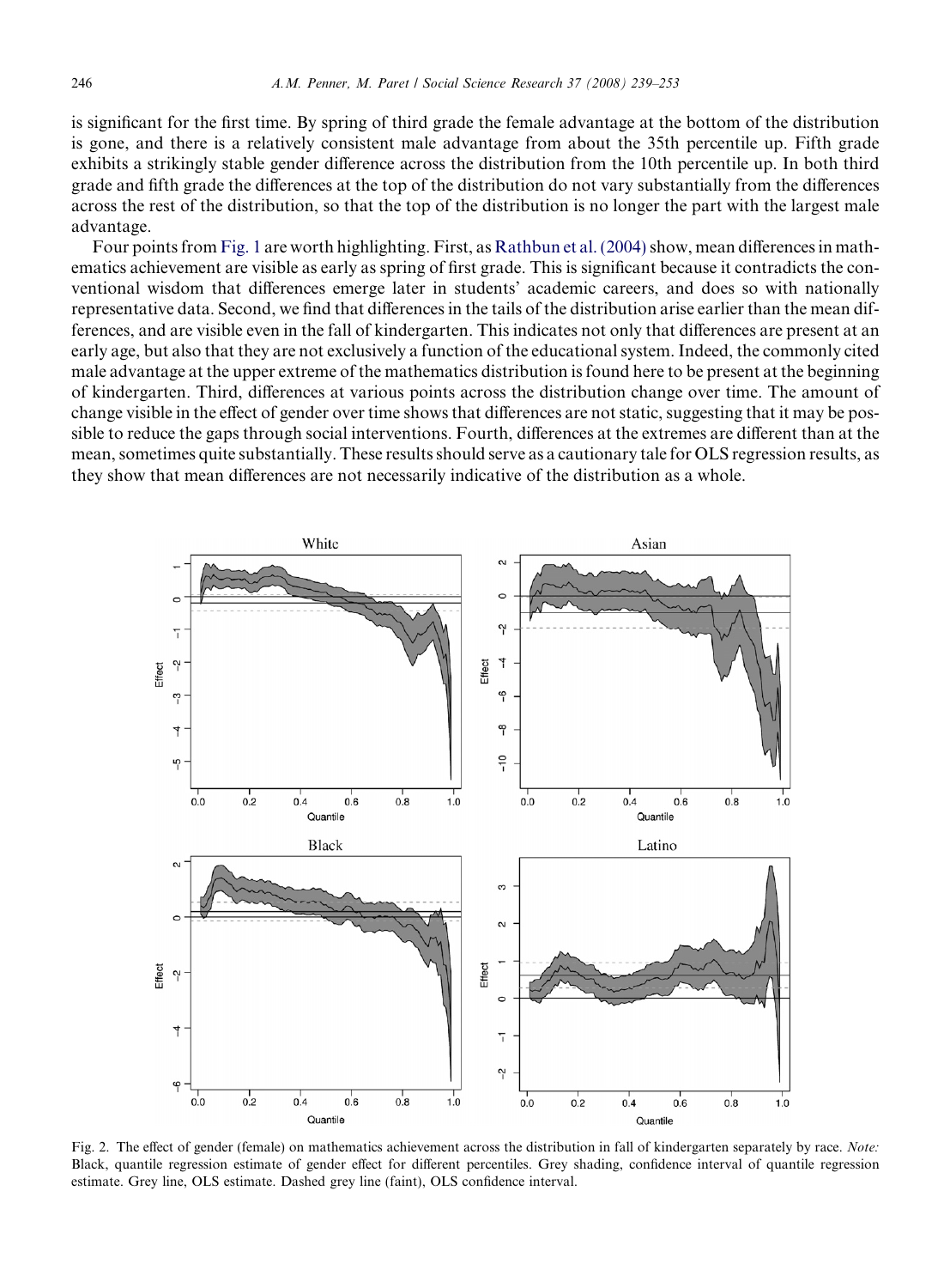is significant for the first time. By spring of third grade the female advantage at the bottom of the distribution is gone, and there is a relatively consistent male advantage from about the 35th percentile up. Fifth grade exhibits a strikingly stable gender difference across the distribution from the 10th percentile up. In both third grade and fifth grade the differences at the top of the distribution do not vary substantially from the differences across the rest of the distribution, so that the top of the distribution is no longer the part with the largest male advantage.

Four points from Fig. 1 are worth highlighting. First, as Rathbun et al. (2004) show, mean differences in mathematics achievement are visible as early as spring of first grade. This is significant because it contradicts the conventional wisdom that differences emerge later in students' academic careers, and does so with nationally representative data. Second, we find that differences in the tails of the distribution arise earlier than the mean differences, and are visible even in the fall of kindergarten. This indicates not only that differences are present at an early age, but also that they are not exclusively a function of the educational system. Indeed, the commonly cited male advantage at the upper extreme of the mathematics distribution is found here to be present at the beginning of kindergarten. Third, differences at various points across the distribution change over time. The amount of change visible in the effect of gender over time shows that differences are not static, suggesting that it may be possible to reduce the gaps through social interventions. Fourth, differences at the extremes are different than at the mean, sometimes quite substantially. These results should serve as a cautionary tale for OLS regression results, as they show that mean differences are not necessarily indicative of the distribution as a whole.

White

Effect

Quantile

0.0 0.2 0.4 0.6 0.8 1.0

1 0 -1 -2 -3 -4 -5

Asian

Effect

Quantile

0.0 0.2 0.4 0.6 0.8 1.0

2 0 -2 -4 -6 -8 -10

Black

Effect

Quantile

0.0 0.2 0.4 0.6 0.8 1.0

2 0 -2 -4 -6

Latino

Effect

Quantile

0.0 0.2 0.4 0.6 0.8 1.0

3 2 1 0 -1 -2

Fig. 2. The effect of gender (female) on mathematics achievement across the distribution in fall of kindergarten separately by race. *Note:* Black, quantile regression estimate of gender effect for different percentiles. Grey shading, confidence interval of quantile regression estimate. Grey line, OLS estimate. Dashed grey line (faint), OLS confidence interval.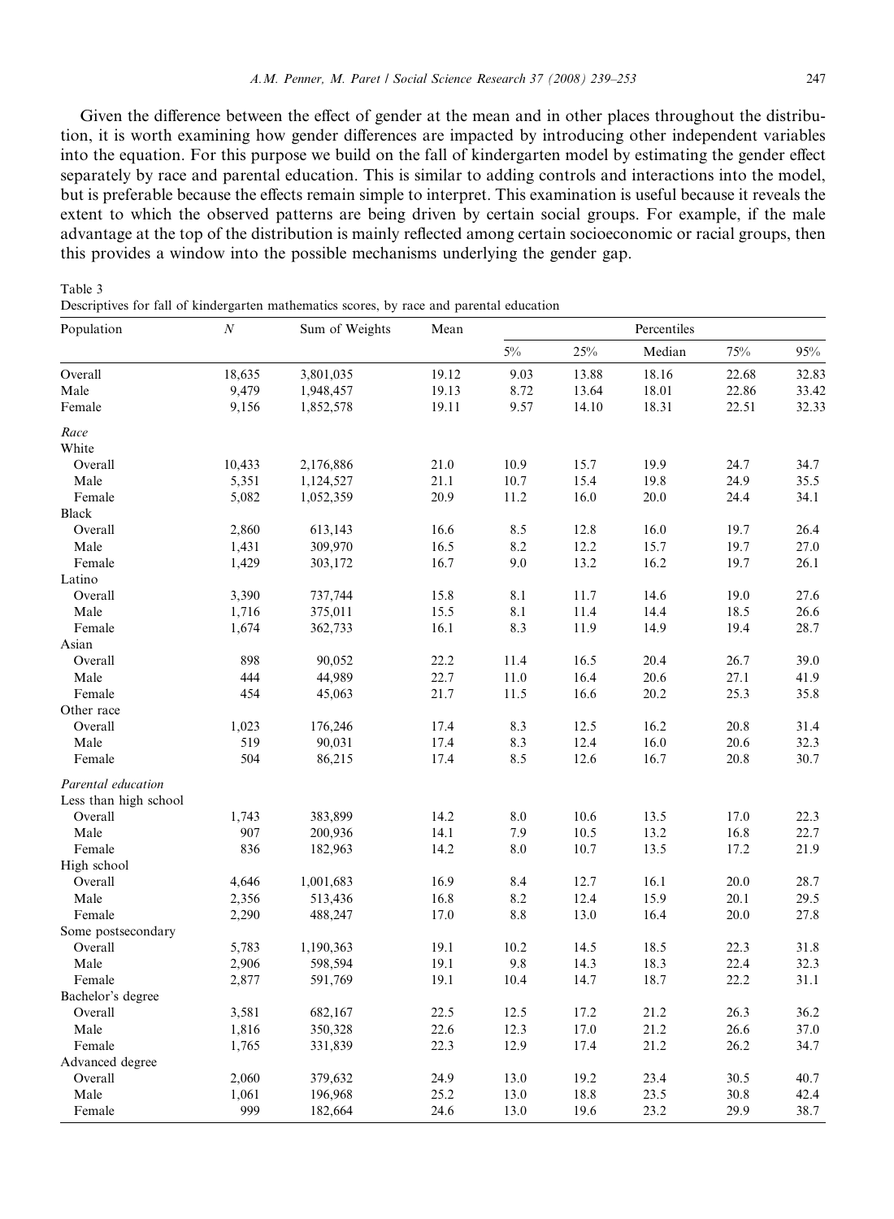Given the difference between the effect of gender at the mean and in other places throughout the distribution, it is worth examining how gender differences are impacted by introducing other independent variables into the equation. For this purpose we build on the fall of kindergarten model by estimating the gender effect separately by race and parental education. This is similar to adding controls and interactions into the model, but is preferable because the effects remain simple to interpret. This examination is useful because it reveals the extent to which the observed patterns are being driven by certain social groups. For example, if the male advantage at the top of the distribution is mainly reflected among certain socioeconomic or racial groups, then this provides a window into the possible mechanisms underlying the gender gap.

Table 3
Descriptives for fall of kindergarten mathematics scores, by race and parental education

| Population | $N$ | Sum of Weights | Mean | Percentiles | | | | |
|---|---|---|---|---|---|---|---|---|
| | | | | 5% | 25% | Median | 75% | 95% |
| Overall | 18,635 | 3,801,035 | 19.12 | 9.03 | 13.88 | 18.16 | 22.68 | 32.83 |
| Male | 9,479 | 1,948,457 | 19.13 | 8.72 | 13.64 | 18.01 | 22.86 | 33.42 |
| Female | 9,156 | 1,852,578 | 19.11 | 9.57 | 14.10 | 18.31 | 22.51 | 32.33 |
| *Race* | | | | | | | | |
| White | | | | | | | | |
| Overall | 10,433 | 2,176,886 | 21.0 | 10.9 | 15.7 | 19.9 | 24.7 | 34.7 |
| Male | 5,351 | 1,124,527 | 21.1 | 10.7 | 15.4 | 19.8 | 24.9 | 35.5 |
| Female | 5,082 | 1,052,359 | 20.9 | 11.2 | 16.0 | 20.0 | 24.4 | 34.1 |
| Black | | | | | | | | |
| Overall | 2,860 | 613,143 | 16.6 | 8.5 | 12.8 | 16.0 | 19.7 | 26.4 |
| Male | 1,431 | 309,970 | 16.5 | 8.2 | 12.2 | 15.7 | 19.7 | 27.0 |
| Female | 1,429 | 303,172 | 16.7 | 9.0 | 13.2 | 16.2 | 19.7 | 26.1 |
| Latino | | | | | | | | |
| Overall | 3,390 | 737,744 | 15.8 | 8.1 | 11.7 | 14.6 | 19.0 | 27.6 |
| Male | 1,716 | 375,011 | 15.5 | 8.1 | 11.4 | 14.4 | 18.5 | 26.6 |
| Female | 1,674 | 362,733 | 16.1 | 8.3 | 11.9 | 14.9 | 19.4 | 28.7 |
| Asian | | | | | | | | |
| Overall | 898 | 90,052 | 22.2 | 11.4 | 16.5 | 20.4 | 26.7 | 39.0 |
| Male | 444 | 44,989 | 22.7 | 11.0 | 16.4 | 20.6 | 27.1 | 41.9 |
| Female | 454 | 45,063 | 21.7 | 11.5 | 16.6 | 20.2 | 25.3 | 35.8 |
| Other race | | | | | | | | |
| Overall | 1,023 | 176,246 | 17.4 | 8.3 | 12.5 | 16.2 | 20.8 | 31.4 |
| Male | 519 | 90,031 | 17.4 | 8.3 | 12.4 | 16.0 | 20.6 | 32.3 |
| Female | 504 | 86,215 | 17.4 | 8.5 | 12.6 | 16.7 | 20.8 | 30.7 |
| *Parental education* | | | | | | | | |
| Less than high school | | | | | | | | |
| Overall | 1,743 | 383,899 | 14.2 | 8.0 | 10.6 | 13.5 | 17.0 | 22.3 |
| Male | 907 | 200,936 | 14.1 | 7.9 | 10.5 | 13.2 | 16.8 | 22.7 |
| Female | 836 | 182,963 | 14.2 | 8.0 | 10.7 | 13.5 | 17.2 | 21.9 |
| High school | | | | | | | | |
| Overall | 4,646 | 1,001,683 | 16.9 | 8.4 | 12.7 | 16.1 | 20.0 | 28.7 |
| Male | 2,356 | 513,436 | 16.8 | 8.2 | 12.4 | 15.9 | 20.1 | 29.5 |
| Female | 2,290 | 488,247 | 17.0 | 8.8 | 13.0 | 16.4 | 20.0 | 27.8 |
| Some postsecondary | | | | | | | | |
| Overall | 5,783 | 1,190,363 | 19.1 | 10.2 | 14.5 | 18.5 | 22.3 | 31.8 |
| Male | 2,906 | 598,594 | 19.1 | 9.8 | 14.3 | 18.3 | 22.4 | 32.3 |
| Female | 2,877 | 591,769 | 19.1 | 10.4 | 14.7 | 18.7 | 22.2 | 31.1 |
| Bachelor's degree | | | | | | | | |
| Overall | 3,581 | 682,167 | 22.5 | 12.5 | 17.2 | 21.2 | 26.3 | 36.2 |
| Male | 1,816 | 350,328 | 22.6 | 12.3 | 17.0 | 21.2 | 26.6 | 37.0 |
| Female | 1,765 | 331,839 | 22.3 | 12.9 | 17.4 | 21.2 | 26.2 | 34.7 |
| Advanced degree | | | | | | | | |
| Overall | 2,060 | 379,632 | 24.9 | 13.0 | 19.2 | 23.4 | 30.5 | 40.7 |
| Male | 1,061 | 196,968 | 25.2 | 13.0 | 18.8 | 23.5 | 30.8 | 42.4 |
| Female | 999 | 182,664 | 24.6 | 13.0 | 19.6 | 23.2 | 29.9 | 38.7 |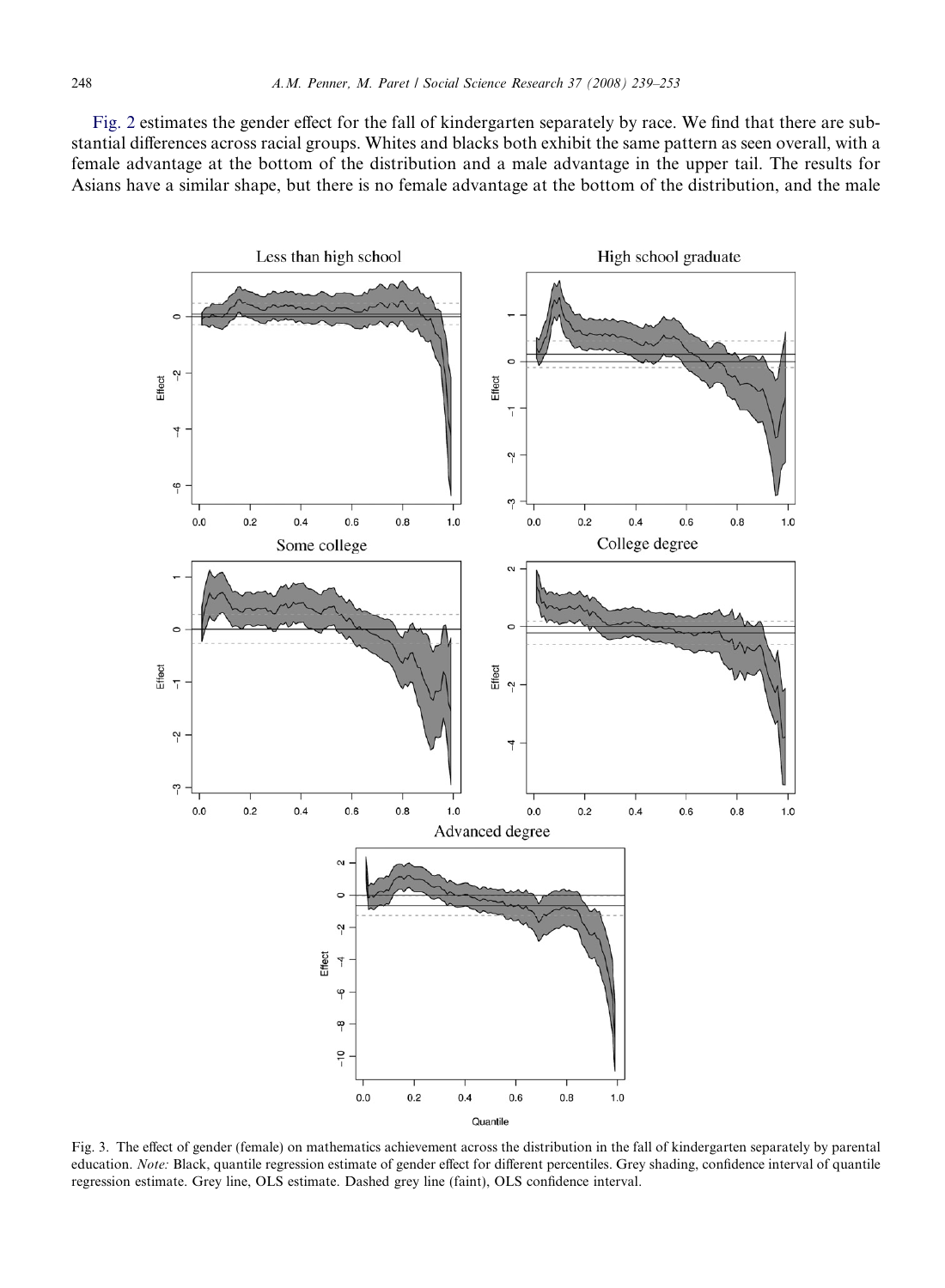Fig. 2 estimates the gender effect for the fall of kindergarten separately by race. We find that there are substantial differences across racial groups. Whites and blacks both exhibit the same pattern as seen overall, with a female advantage at the bottom of the distribution and a male advantage in the upper tail. The results for Asians have a similar shape, but there is no female advantage at the bottom of the distribution, and the male

Fig. 3. The effect of gender (female) on mathematics achievement across the distribution in the fall of kindergarten separately by parental education. *Note:* Black, quantile regression estimate of gender effect for different percentiles. Grey shading, confidence interval of quantile regression estimate. Grey line, OLS estimate. Dashed grey line (faint), OLS confidence interval.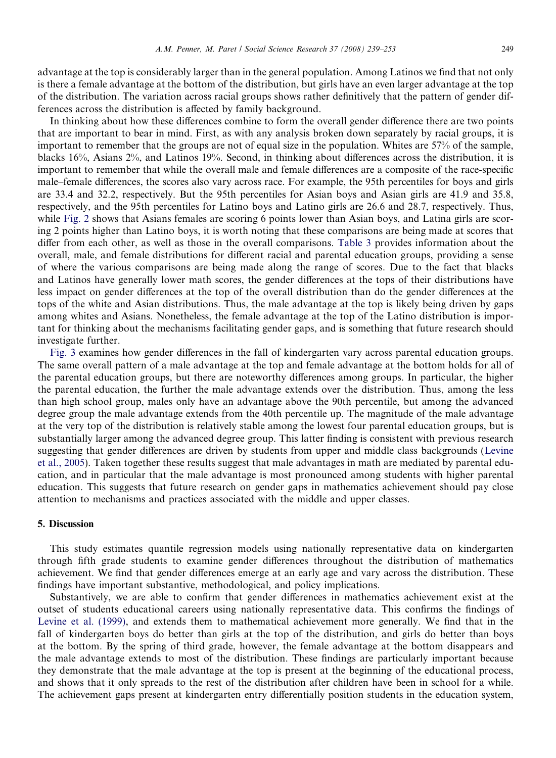advantage at the top is considerably larger than in the general population. Among Latinos we find that not only is there a female advantage at the bottom of the distribution, but girls have an even larger advantage at the top of the distribution. The variation across racial groups shows rather definitively that the pattern of gender differences across the distribution is affected by family background.

In thinking about how these differences combine to form the overall gender difference there are two points that are important to bear in mind. First, as with any analysis broken down separately by racial groups, it is important to remember that the groups are not of equal size in the population. Whites are 57% of the sample, blacks 16%, Asians 2%, and Latinos 19%. Second, in thinking about differences across the distribution, it is important to remember that while the overall male and female differences are a composite of the race-specific male–female differences, the scores also vary across race. For example, the 95th percentiles for boys and girls are 33.4 and 32.2, respectively. But the 95th percentiles for Asian boys and Asian girls are 41.9 and 35.8, respectively, and the 95th percentiles for Latino boys and Latino girls are 26.6 and 28.7, respectively. Thus, while Fig. 2 shows that Asians females are scoring 6 points lower than Asian boys, and Latina girls are scoring 2 points higher than Latino boys, it is worth noting that these comparisons are being made at scores that differ from each other, as well as those in the overall comparisons. Table 3 provides information about the overall, male, and female distributions for different racial and parental education groups, providing a sense of where the various comparisons are being made along the range of scores. Due to the fact that blacks and Latinos have generally lower math scores, the gender differences at the tops of their distributions have less impact on gender differences at the top of the overall distribution than do the gender differences at the tops of the white and Asian distributions. Thus, the male advantage at the top is likely being driven by gaps among whites and Asians. Nonetheless, the female advantage at the top of the Latino distribution is important for thinking about the mechanisms facilitating gender gaps, and is something that future research should investigate further.

Fig. 3 examines how gender differences in the fall of kindergarten vary across parental education groups. The same overall pattern of a male advantage at the top and female advantage at the bottom holds for all of the parental education groups, but there are noteworthy differences among groups. In particular, the higher the parental education, the further the male advantage extends over the distribution. Thus, among the less than high school group, males only have an advantage above the 90th percentile, but among the advanced degree group the male advantage extends from the 40th percentile up. The magnitude of the male advantage at the very top of the distribution is relatively stable among the lowest four parental education groups, but is substantially larger among the advanced degree group. This latter finding is consistent with previous research suggesting that gender differences are driven by students from upper and middle class backgrounds (Levine et al., 2005). Taken together these results suggest that male advantages in math are mediated by parental education, and in particular that the male advantage is most pronounced among students with higher parental education. This suggests that future research on gender gaps in mathematics achievement should pay close attention to mechanisms and practices associated with the middle and upper classes.

## 5. Discussion

This study estimates quantile regression models using nationally representative data on kindergarten through fifth grade students to examine gender differences throughout the distribution of mathematics achievement. We find that gender differences emerge at an early age and vary across the distribution. These findings have important substantive, methodological, and policy implications.

Substantively, we are able to confirm that gender differences in mathematics achievement exist at the outset of students educational careers using nationally representative data. This confirms the findings of Levine et al. (1999), and extends them to mathematical achievement more generally. We find that in the fall of kindergarten boys do better than girls at the top of the distribution, and girls do better than boys at the bottom. By the spring of third grade, however, the female advantage at the bottom disappears and the male advantage extends to most of the distribution. These findings are particularly important because they demonstrate that the male advantage at the top is present at the beginning of the educational process, and shows that it only spreads to the rest of the distribution after children have been in school for a while. The achievement gaps present at kindergarten entry differentially position students in the education system,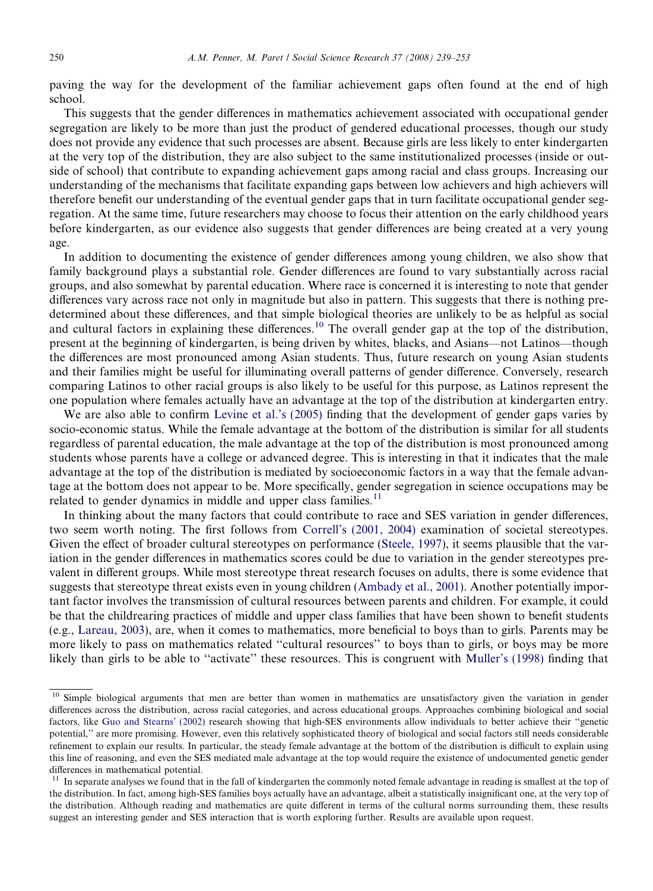paving the way for the development of the familiar achievement gaps often found at the end of high school.

This suggests that the gender differences in mathematics achievement associated with occupational gender segregation are likely to be more than just the product of gendered educational processes, though our study does not provide any evidence that such processes are absent. Because girls are less likely to enter kindergarten at the very top of the distribution, they are also subject to the same institutionalized processes (inside or outside of school) that contribute to expanding achievement gaps among racial and class groups. Increasing our understanding of the mechanisms that facilitate expanding gaps between low achievers and high achievers will therefore benefit our understanding of the eventual gender gaps that in turn facilitate occupational gender segregation. At the same time, future researchers may choose to focus their attention on the early childhood years before kindergarten, as our evidence also suggests that gender differences are being created at a very young age.

In addition to documenting the existence of gender differences among young children, we also show that family background plays a substantial role. Gender differences are found to vary substantially across racial groups, and also somewhat by parental education. Where race is concerned it is interesting to note that gender differences vary across race not only in magnitude but also in pattern. This suggests that there is nothing predetermined about these differences, and that simple biological theories are unlikely to be as helpful as social and cultural factors in explaining these differences.[10] The overall gender gap at the top of the distribution, present at the beginning of kindergarten, is being driven by whites, blacks, and Asians—not Latinos—though the differences are most pronounced among Asian students. Thus, future research on young Asian students and their families might be useful for illuminating overall patterns of gender difference. Conversely, research comparing Latinos to other racial groups is also likely to be useful for this purpose, as Latinos represent the one population where females actually have an advantage at the top of the distribution at kindergarten entry.

We are also able to confirm Levine et al.'s (2005) finding that the development of gender gaps varies by socio-economic status. While the female advantage at the bottom of the distribution is similar for all students regardless of parental education, the male advantage at the top of the distribution is most pronounced among students whose parents have a college or advanced degree. This is interesting in that it indicates that the male advantage at the top of the distribution is mediated by socioeconomic factors in a way that the female advantage at the bottom does not appear to be. More specifically, gender segregation in science occupations may be related to gender dynamics in middle and upper class families.[11]

In thinking about the many factors that could contribute to race and SES variation in gender differences, two seem worth noting. The first follows from Correll's (2001, 2004) examination of societal stereotypes. Given the effect of broader cultural stereotypes on performance (Steele, 1997), it seems plausible that the variation in the gender differences in mathematics scores could be due to variation in the gender stereotypes prevalent in different groups. While most stereotype threat research focuses on adults, there is some evidence that suggests that stereotype threat exists even in young children (Ambady et al., 2001). Another potentially important factor involves the transmission of cultural resources between parents and children. For example, it could be that the childrearing practices of middle and upper class families that have been shown to benefit students (e.g., Lareau, 2003), are, when it comes to mathematics, more beneficial to boys than to girls. Parents may be more likely to pass on mathematics related "cultural resources" to boys than to girls, or boys may be more likely than girls to be able to "activate" these resources. This is congruent with Muller's (1998) finding that

[10] Simple biological arguments that men are better than women in mathematics are unsatisfactory given the variation in gender differences across the distribution, across racial categories, and across educational groups. Approaches combining biological and social factors, like Guo and Stearns' (2002) research showing that high-SES environments allow individuals to better achieve their "genetic potential," are more promising. However, even this relatively sophisticated theory of biological and social factors still needs considerable refinement to explain our results. In particular, the steady female advantage at the bottom of the distribution is difficult to explain using this line of reasoning, and even the SES mediated male advantage at the top would require the existence of undocumented genetic gender differences in mathematical potential.

[11] In separate analyses we found that in the fall of kindergarten the commonly noted female advantage in reading is smallest at the top of the distribution. In fact, among high-SES families boys actually have an advantage, albeit a statistically insignificant one, at the very top of the distribution. Although reading and mathematics are quite different in terms of the cultural norms surrounding them, these results suggest an interesting gender and SES interaction that is worth exploring further. Results are available upon request.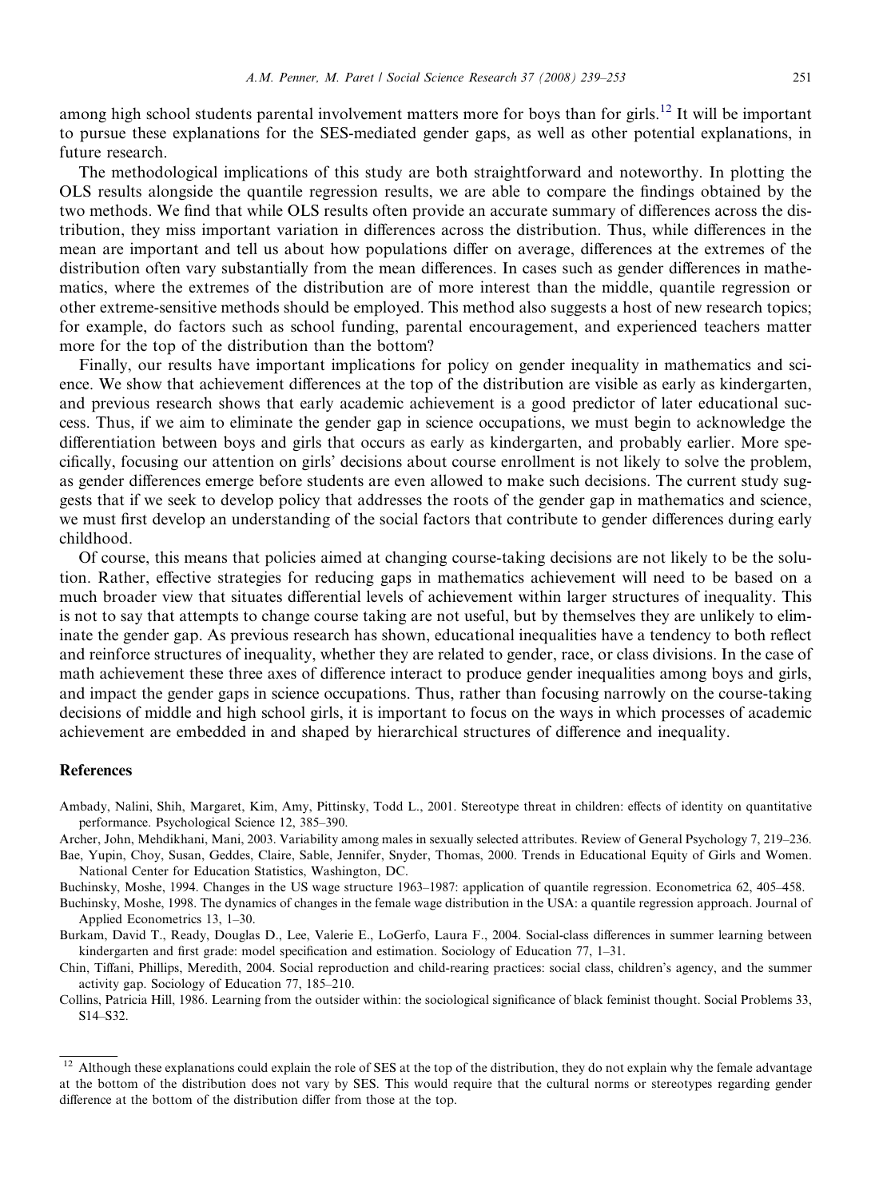among high school students parental involvement matters more for boys than for girls.[12] It will be important to pursue these explanations for the SES-mediated gender gaps, as well as other potential explanations, in future research.

The methodological implications of this study are both straightforward and noteworthy. In plotting the OLS results alongside the quantile regression results, we are able to compare the findings obtained by the two methods. We find that while OLS results often provide an accurate summary of differences across the distribution, they miss important variation in differences across the distribution. Thus, while differences in the mean are important and tell us about how populations differ on average, differences at the extremes of the distribution often vary substantially from the mean differences. In cases such as gender differences in mathematics, where the extremes of the distribution are of more interest than the middle, quantile regression or other extreme-sensitive methods should be employed. This method also suggests a host of new research topics; for example, do factors such as school funding, parental encouragement, and experienced teachers matter more for the top of the distribution than the bottom?

Finally, our results have important implications for policy on gender inequality in mathematics and science. We show that achievement differences at the top of the distribution are visible as early as kindergarten, and previous research shows that early academic achievement is a good predictor of later educational success. Thus, if we aim to eliminate the gender gap in science occupations, we must begin to acknowledge the differentiation between boys and girls that occurs as early as kindergarten, and probably earlier. More specifically, focusing our attention on girls' decisions about course enrollment is not likely to solve the problem, as gender differences emerge before students are even allowed to make such decisions. The current study suggests that if we seek to develop policy that addresses the roots of the gender gap in mathematics and science, we must first develop an understanding of the social factors that contribute to gender differences during early childhood.

Of course, this means that policies aimed at changing course-taking decisions are not likely to be the solution. Rather, effective strategies for reducing gaps in mathematics achievement will need to be based on a much broader view that situates differential levels of achievement within larger structures of inequality. This is not to say that attempts to change course taking are not useful, but by themselves they are unlikely to eliminate the gender gap. As previous research has shown, educational inequalities have a tendency to both reflect and reinforce structures of inequality, whether they are related to gender, race, or class divisions. In the case of math achievement these three axes of difference interact to produce gender inequalities among boys and girls, and impact the gender gaps in science occupations. Thus, rather than focusing narrowly on the course-taking decisions of middle and high school girls, it is important to focus on the ways in which processes of academic achievement are embedded in and shaped by hierarchical structures of difference and inequality.

## References

Ambady, Nalini, Shih, Margaret, Kim, Amy, Pittinsky, Todd L., 2001. Stereotype threat in children: effects of identity on quantitative performance. Psychological Science 12, 385–390.

Archer, John, Mehdikhani, Mani, 2003. Variability among males in sexually selected attributes. Review of General Psychology 7, 219–236.

Bae, Yupin, Choy, Susan, Geddes, Claire, Sable, Jennifer, Snyder, Thomas, 2000. Trends in Educational Equity of Girls and Women. National Center for Education Statistics, Washington, DC.

Buchinsky, Moshe, 1994. Changes in the US wage structure 1963–1987: application of quantile regression. Econometrica 62, 405–458.

Buchinsky, Moshe, 1998. The dynamics of changes in the female wage distribution in the USA: a quantile regression approach. Journal of Applied Econometrics 13, 1–30.

Burkam, David T., Ready, Douglas D., Lee, Valerie E., LoGerfo, Laura F., 2004. Social-class differences in summer learning between kindergarten and first grade: model specification and estimation. Sociology of Education 77, 1–31.

Chin, Tiffani, Phillips, Meredith, 2004. Social reproduction and child-rearing practices: social class, children's agency, and the summer activity gap. Sociology of Education 77, 185–210.

Collins, Patricia Hill, 1986. Learning from the outsider within: the sociological significance of black feminist thought. Social Problems 33, S14–S32.

---

[12] Although these explanations could explain the role of SES at the top of the distribution, they do not explain why the female advantage at the bottom of the distribution does not vary by SES. This would require that the cultural norms or stereotypes regarding gender difference at the bottom of the distribution differ from those at the top.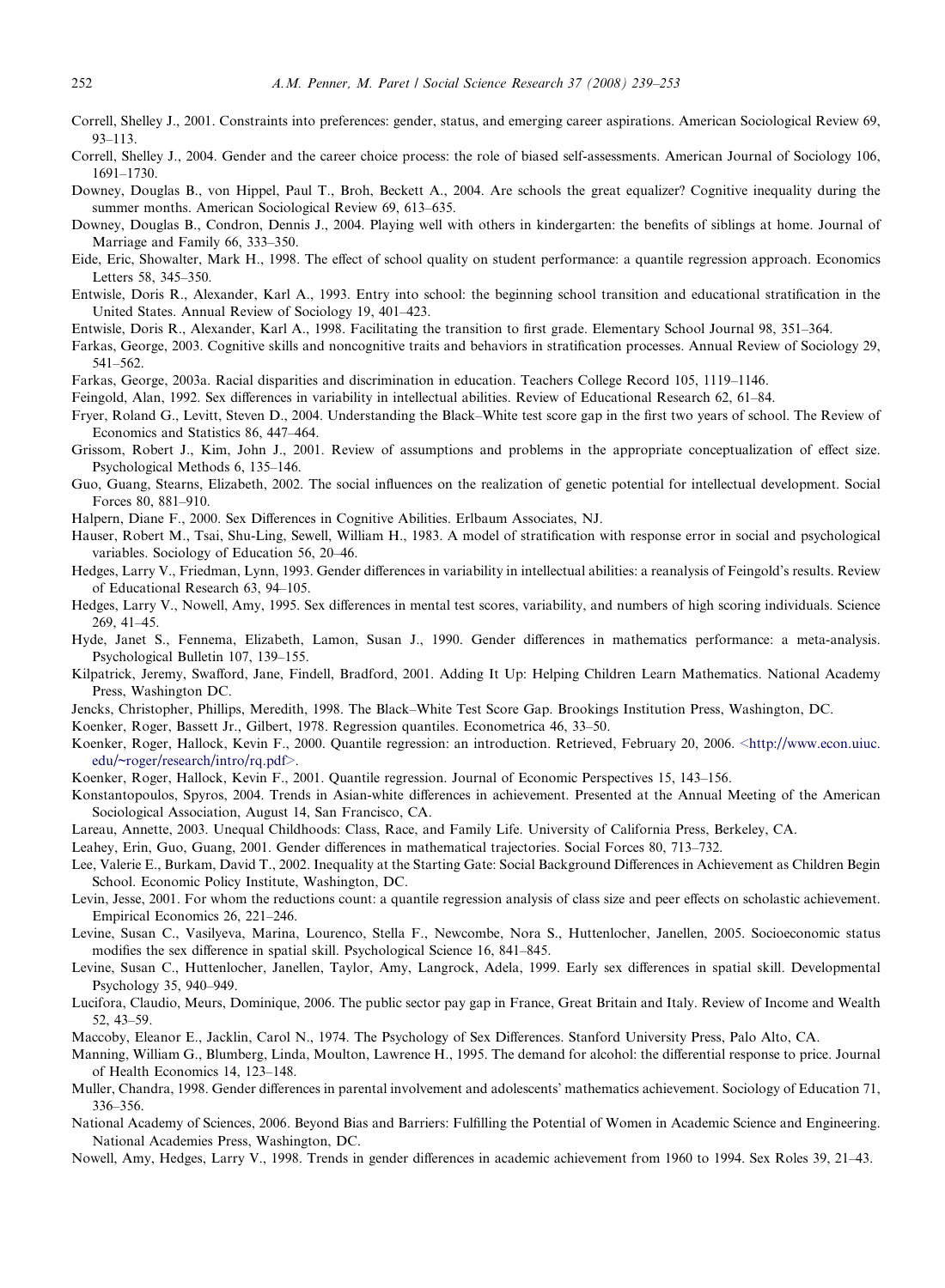Correll, Shelley J., 2001. Constraints into preferences: gender, status, and emerging career aspirations. American Sociological Review 69, 93–113.

Correll, Shelley J., 2004. Gender and the career choice process: the role of biased self-assessments. American Journal of Sociology 106, 1691–1730.

Downey, Douglas B., von Hippel, Paul T., Broh, Beckett A., 2004. Are schools the great equalizer? Cognitive inequality during the summer months. American Sociological Review 69, 613–635.

Downey, Douglas B., Condron, Dennis J., 2004. Playing well with others in kindergarten: the benefits of siblings at home. Journal of Marriage and Family 66, 333–350.

Eide, Eric, Showalter, Mark H., 1998. The effect of school quality on student performance: a quantile regression approach. Economics Letters 58, 345–350.

Entwisle, Doris R., Alexander, Karl A., 1993. Entry into school: the beginning school transition and educational stratification in the United States. Annual Review of Sociology 19, 401–423.

Entwisle, Doris R., Alexander, Karl A., 1998. Facilitating the transition to first grade. Elementary School Journal 98, 351–364.

Farkas, George, 2003. Cognitive skills and noncognitive traits and behaviors in stratification processes. Annual Review of Sociology 29, 541–562.

Farkas, George, 2003a. Racial disparities and discrimination in education. Teachers College Record 105, 1119–1146.

Feingold, Alan, 1992. Sex differences in variability in intellectual abilities. Review of Educational Research 62, 61–84.

Fryer, Roland G., Levitt, Steven D., 2004. Understanding the Black–White test score gap in the first two years of school. The Review of Economics and Statistics 86, 447–464.

Grissom, Robert J., Kim, John J., 2001. Review of assumptions and problems in the appropriate conceptualization of effect size. Psychological Methods 6, 135–146.

Guo, Guang, Stearns, Elizabeth, 2002. The social influences on the realization of genetic potential for intellectual development. Social Forces 80, 881–910.

Halpern, Diane F., 2000. Sex Differences in Cognitive Abilities. Erlbaum Associates, NJ.

Hauser, Robert M., Tsai, Shu-Ling, Sewell, William H., 1983. A model of stratification with response error in social and psychological variables. Sociology of Education 56, 20–46.

Hedges, Larry V., Friedman, Lynn, 1993. Gender differences in variability in intellectual abilities: a reanalysis of Feingold's results. Review of Educational Research 63, 94–105.

Hedges, Larry V., Nowell, Amy, 1995. Sex differences in mental test scores, variability, and numbers of high scoring individuals. Science 269, 41–45.

Hyde, Janet S., Fennema, Elizabeth, Lamon, Susan J., 1990. Gender differences in mathematics performance: a meta-analysis. Psychological Bulletin 107, 139–155.

Kilpatrick, Jeremy, Swafford, Jane, Findell, Bradford, 2001. Adding It Up: Helping Children Learn Mathematics. National Academy Press, Washington DC.

Jencks, Christopher, Phillips, Meredith, 1998. The Black–White Test Score Gap. Brookings Institution Press, Washington, DC.

Koenker, Roger, Bassett Jr., Gilbert, 1978. Regression quantiles. Econometrica 46, 33–50.

Koenker, Roger, Hallock, Kevin F., 2000. Quantile regression: an introduction. Retrieved, February 20, 2006. <http://www.econ.uiuc.edu/~roger/research/intro/rq.pdf>.

Koenker, Roger, Hallock, Kevin F., 2001. Quantile regression. Journal of Economic Perspectives 15, 143–156.

Konstantopoulos, Spyros, 2004. Trends in Asian-white differences in achievement. Presented at the Annual Meeting of the American Sociological Association, August 14, San Francisco, CA.

Lareau, Annette, 2003. Unequal Childhoods: Class, Race, and Family Life. University of California Press, Berkeley, CA.

Leahey, Erin, Guo, Guang, 2001. Gender differences in mathematical trajectories. Social Forces 80, 713–732.

Lee, Valerie E., Burkam, David T., 2002. Inequality at the Starting Gate: Social Background Differences in Achievement as Children Begin School. Economic Policy Institute, Washington, DC.

Levin, Jesse, 2001. For whom the reductions count: a quantile regression analysis of class size and peer effects on scholastic achievement. Empirical Economics 26, 221–246.

Levine, Susan C., Vasilyeva, Marina, Lourenco, Stella F., Newcombe, Nora S., Huttenlocher, Janellen, 2005. Socioeconomic status modifies the sex difference in spatial skill. Psychological Science 16, 841–845.

Levine, Susan C., Huttenlocher, Janellen, Taylor, Amy, Langrock, Adela, 1999. Early sex differences in spatial skill. Developmental Psychology 35, 940–949.

Lucifora, Claudio, Meurs, Dominique, 2006. The public sector pay gap in France, Great Britain and Italy. Review of Income and Wealth 52, 43–59.

Maccoby, Eleanor E., Jacklin, Carol N., 1974. The Psychology of Sex Differences. Stanford University Press, Palo Alto, CA.

Manning, William G., Blumberg, Linda, Moulton, Lawrence H., 1995. The demand for alcohol: the differential response to price. Journal of Health Economics 14, 123–148.

Muller, Chandra, 1998. Gender differences in parental involvement and adolescents' mathematics achievement. Sociology of Education 71, 336–356.

National Academy of Sciences, 2006. Beyond Bias and Barriers: Fulfilling the Potential of Women in Academic Science and Engineering. National Academies Press, Washington, DC.

Nowell, Amy, Hedges, Larry V., 1998. Trends in gender differences in academic achievement from 1960 to 1994. Sex Roles 39, 21–43.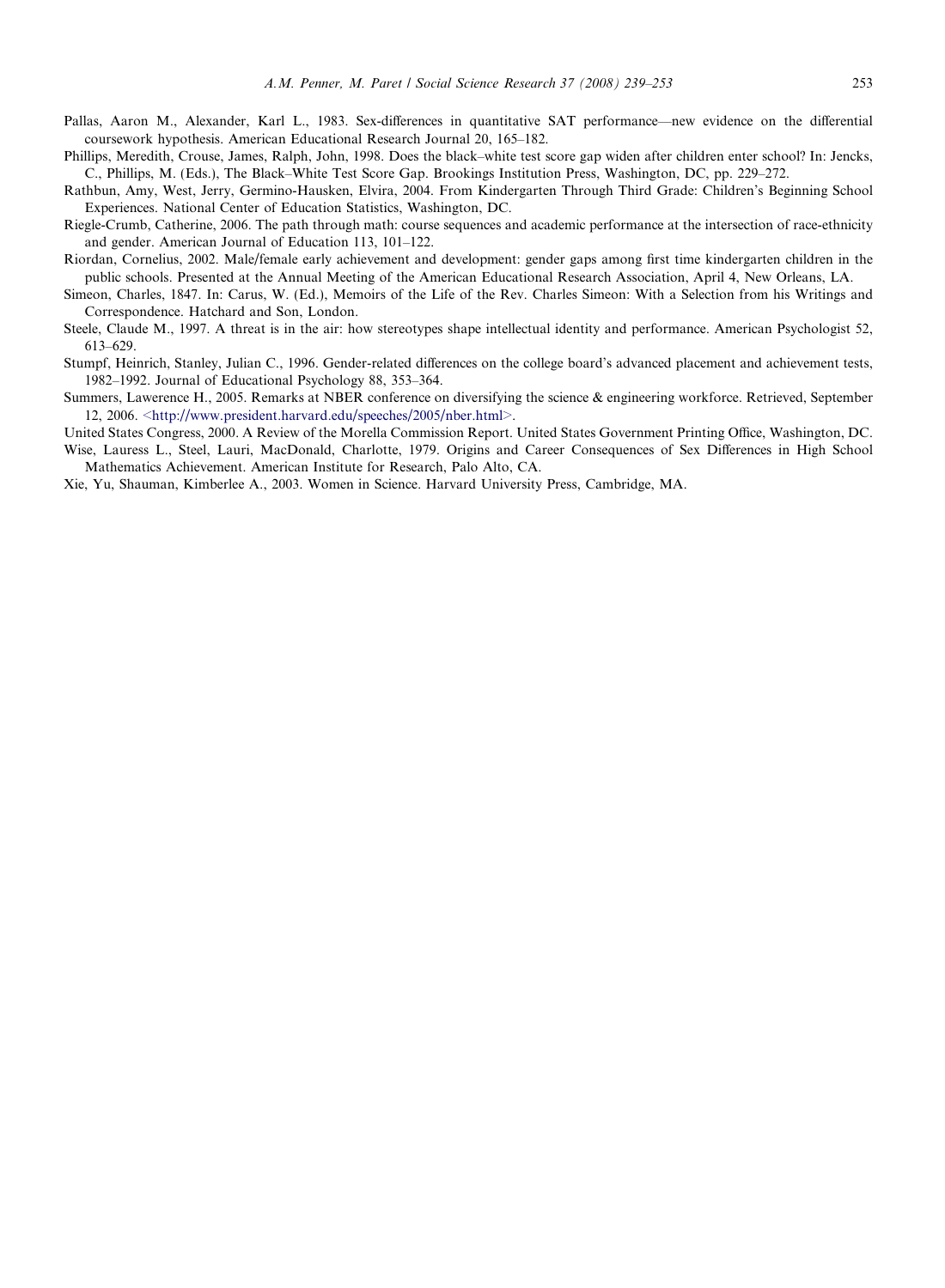Pallas, Aaron M., Alexander, Karl L., 1983. Sex-differences in quantitative SAT performance—new evidence on the differential coursework hypothesis. American Educational Research Journal 20, 165–182.

Phillips, Meredith, Crouse, James, Ralph, John, 1998. Does the black–white test score gap widen after children enter school? In: Jencks, C., Phillips, M. (Eds.), The Black–White Test Score Gap. Brookings Institution Press, Washington, DC, pp. 229–272.

Rathbun, Amy, West, Jerry, Germino-Hausken, Elvira, 2004. From Kindergarten Through Third Grade: Children's Beginning School Experiences. National Center of Education Statistics, Washington, DC.

Riegle-Crumb, Catherine, 2006. The path through math: course sequences and academic performance at the intersection of race-ethnicity and gender. American Journal of Education 113, 101–122.

Riordan, Cornelius, 2002. Male/female early achievement and development: gender gaps among first time kindergarten children in the public schools. Presented at the Annual Meeting of the American Educational Research Association, April 4, New Orleans, LA.

Simeon, Charles, 1847. In: Carus, W. (Ed.), Memoirs of the Life of the Rev. Charles Simeon: With a Selection from his Writings and Correspondence. Hatchard and Son, London.

Steele, Claude M., 1997. A threat is in the air: how stereotypes shape intellectual identity and performance. American Psychologist 52, 613–629.

Stumpf, Heinrich, Stanley, Julian C., 1996. Gender-related differences on the college board's advanced placement and achievement tests, 1982–1992. Journal of Educational Psychology 88, 353–364.

Summers, Lawerence H., 2005. Remarks at NBER conference on diversifying the science & engineering workforce. Retrieved, September 12, 2006. <http://www.president.harvard.edu/speeches/2005/nber.html>.

United States Congress, 2000. A Review of the Morella Commission Report. United States Government Printing Office, Washington, DC.

Wise, Lauress L., Steel, Lauri, MacDonald, Charlotte, 1979. Origins and Career Consequences of Sex Differences in High School Mathematics Achievement. American Institute for Research, Palo Alto, CA.

Xie, Yu, Shauman, Kimberlee A., 2003. Women in Science. Harvard University Press, Cambridge, MA.